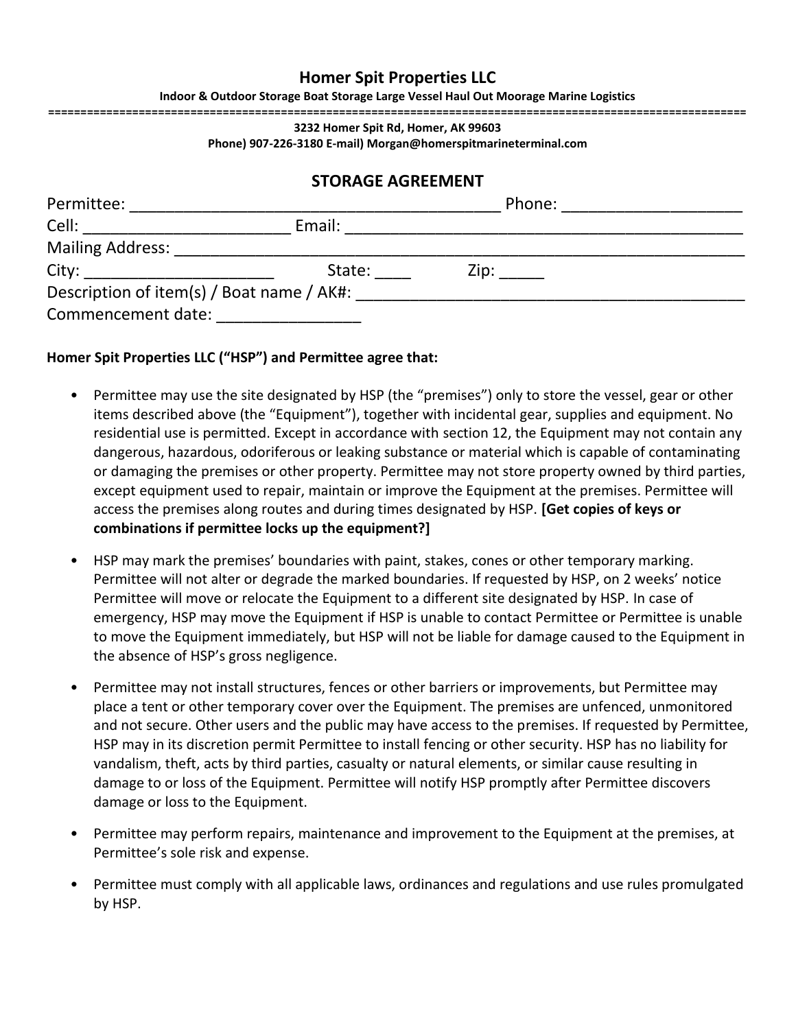## Homer Spit Properties LLC

**Indoor & Outdoor Storage Boat Storage Large Vessel Haul Out Moorage Marine Logistics**

**==========================================================================================================**

**3232 Homer Spit Rd, Homer, AK 99603**

**Phone) 907-226-3180 E-mail) Morgan@homerspitmarineterminal.com**

## STORAGE AGREEMENT

Permittee: ___________________________________________ Phone: ____________________

Cell: ________________________ Email: _______________________________________________

Mailing Address: _____________________________________________________________________

City: ______________________ State: ____ Zip: _____

Description of item(s) / Boat name / AK#: _____________________________________________

Commencement date: ________________

**Homer Spit Properties LLC ("HSP") and Permittee agree that:**

- Permittee may use the site designated by HSP (the "premises") only to store the vessel, gear or other items described above (the "Equipment"), together with incidental gear, supplies and equipment. No residential use is permitted. Except in accordance with section 12, the Equipment may not contain any dangerous, hazardous, odoriferous or leaking substance or material which is capable of contaminating or damaging the premises or other property. Permittee may not store property owned by third parties, except equipment used to repair, maintain or improve the Equipment at the premises. Permittee will access the premises along routes and during times designated by HSP. **[Get copies of keys or combinations if permittee locks up the equipment?]**

- HSP may mark the premises' boundaries with paint, stakes, cones or other temporary marking. Permittee will not alter or degrade the marked boundaries. If requested by HSP, on 2 weeks' notice Permittee will move or relocate the Equipment to a different site designated by HSP. In case of emergency, HSP may move the Equipment if HSP is unable to contact Permittee or Permittee is unable to move the Equipment immediately, but HSP will not be liable for damage caused to the Equipment in the absence of HSP's gross negligence.

- Permittee may not install structures, fences or other barriers or improvements, but Permittee may place a tent or other temporary cover over the Equipment. The premises are unfenced, unmonitored and not secure. Other users and the public may have access to the premises. If requested by Permittee, HSP may in its discretion permit Permittee to install fencing or other security. HSP has no liability for vandalism, theft, acts by third parties, casualty or natural elements, or similar cause resulting in damage to or loss of the Equipment. Permittee will notify HSP promptly after Permittee discovers damage or loss to the Equipment.

- Permittee may perform repairs, maintenance and improvement to the Equipment at the premises, at Permittee's sole risk and expense.

- Permittee must comply with all applicable laws, ordinances and regulations and use rules promulgated by HSP.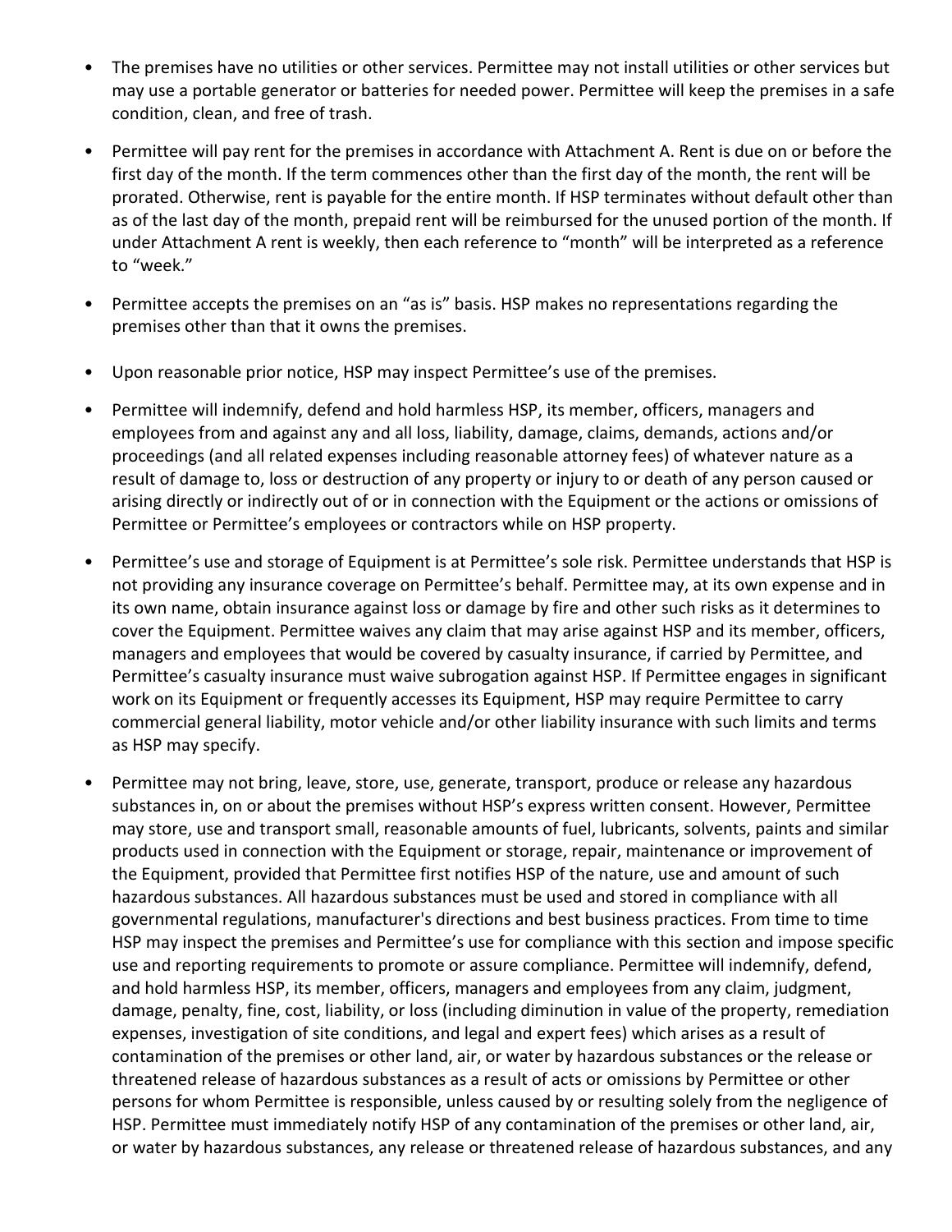- The premises have no utilities or other services. Permittee may not install utilities or other services but may use a portable generator or batteries for needed power. Permittee will keep the premises in a safe condition, clean, and free of trash.

- Permittee will pay rent for the premises in accordance with Attachment A. Rent is due on or before the first day of the month. If the term commences other than the first day of the month, the rent will be prorated. Otherwise, rent is payable for the entire month. If HSP terminates without default other than as of the last day of the month, prepaid rent will be reimbursed for the unused portion of the month. If under Attachment A rent is weekly, then each reference to "month" will be interpreted as a reference to "week."

- Permittee accepts the premises on an "as is" basis. HSP makes no representations regarding the premises other than that it owns the premises.

- Upon reasonable prior notice, HSP may inspect Permittee's use of the premises.

- Permittee will indemnify, defend and hold harmless HSP, its member, officers, managers and employees from and against any and all loss, liability, damage, claims, demands, actions and/or proceedings (and all related expenses including reasonable attorney fees) of whatever nature as a result of damage to, loss or destruction of any property or injury to or death of any person caused or arising directly or indirectly out of or in connection with the Equipment or the actions or omissions of Permittee or Permittee's employees or contractors while on HSP property.

- Permittee's use and storage of Equipment is at Permittee's sole risk. Permittee understands that HSP is not providing any insurance coverage on Permittee's behalf. Permittee may, at its own expense and in its own name, obtain insurance against loss or damage by fire and other such risks as it determines to cover the Equipment. Permittee waives any claim that may arise against HSP and its member, officers, managers and employees that would be covered by casualty insurance, if carried by Permittee, and Permittee's casualty insurance must waive subrogation against HSP. If Permittee engages in significant work on its Equipment or frequently accesses its Equipment, HSP may require Permittee to carry commercial general liability, motor vehicle and/or other liability insurance with such limits and terms as HSP may specify.

- Permittee may not bring, leave, store, use, generate, transport, produce or release any hazardous substances in, on or about the premises without HSP's express written consent. However, Permittee may store, use and transport small, reasonable amounts of fuel, lubricants, solvents, paints and similar products used in connection with the Equipment or storage, repair, maintenance or improvement of the Equipment, provided that Permittee first notifies HSP of the nature, use and amount of such hazardous substances. All hazardous substances must be used and stored in compliance with all governmental regulations, manufacturer's directions and best business practices. From time to time HSP may inspect the premises and Permittee's use for compliance with this section and impose specific use and reporting requirements to promote or assure compliance. Permittee will indemnify, defend, and hold harmless HSP, its member, officers, managers and employees from any claim, judgment, damage, penalty, fine, cost, liability, or loss (including diminution in value of the property, remediation expenses, investigation of site conditions, and legal and expert fees) which arises as a result of contamination of the premises or other land, air, or water by hazardous substances or the release or threatened release of hazardous substances as a result of acts or omissions by Permittee or other persons for whom Permittee is responsible, unless caused by or resulting solely from the negligence of HSP. Permittee must immediately notify HSP of any contamination of the premises or other land, air, or water by hazardous substances, any release or threatened release of hazardous substances, and any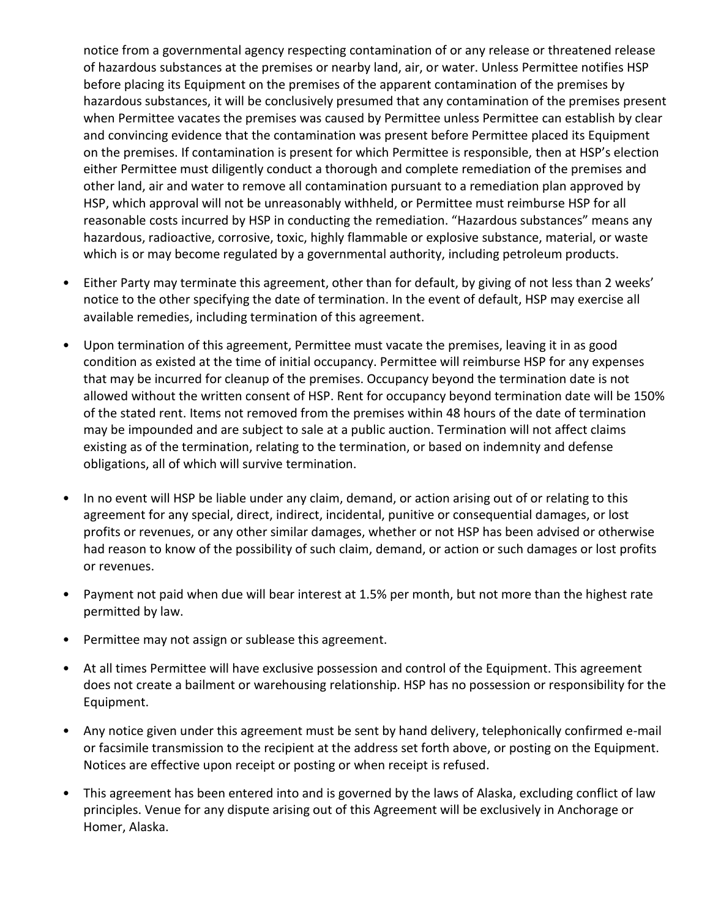notice from a governmental agency respecting contamination of or any release or threatened release of hazardous substances at the premises or nearby land, air, or water. Unless Permittee notifies HSP before placing its Equipment on the premises of the apparent contamination of the premises by hazardous substances, it will be conclusively presumed that any contamination of the premises present when Permittee vacates the premises was caused by Permittee unless Permittee can establish by clear and convincing evidence that the contamination was present before Permittee placed its Equipment on the premises. If contamination is present for which Permittee is responsible, then at HSP's election either Permittee must diligently conduct a thorough and complete remediation of the premises and other land, air and water to remove all contamination pursuant to a remediation plan approved by HSP, which approval will not be unreasonably withheld, or Permittee must reimburse HSP for all reasonable costs incurred by HSP in conducting the remediation. "Hazardous substances" means any hazardous, radioactive, corrosive, toxic, highly flammable or explosive substance, material, or waste which is or may become regulated by a governmental authority, including petroleum products.

- Either Party may terminate this agreement, other than for default, by giving of not less than 2 weeks' notice to the other specifying the date of termination. In the event of default, HSP may exercise all available remedies, including termination of this agreement.
- Upon termination of this agreement, Permittee must vacate the premises, leaving it in as good condition as existed at the time of initial occupancy. Permittee will reimburse HSP for any expenses that may be incurred for cleanup of the premises. Occupancy beyond the termination date is not allowed without the written consent of HSP. Rent for occupancy beyond termination date will be 150% of the stated rent. Items not removed from the premises within 48 hours of the date of termination may be impounded and are subject to sale at a public auction. Termination will not affect claims existing as of the termination, relating to the termination, or based on indemnity and defense obligations, all of which will survive termination.
- In no event will HSP be liable under any claim, demand, or action arising out of or relating to this agreement for any special, direct, indirect, incidental, punitive or consequential damages, or lost profits or revenues, or any other similar damages, whether or not HSP has been advised or otherwise had reason to know of the possibility of such claim, demand, or action or such damages or lost profits or revenues.
- Payment not paid when due will bear interest at 1.5% per month, but not more than the highest rate permitted by law.
- Permittee may not assign or sublease this agreement.
- At all times Permittee will have exclusive possession and control of the Equipment. This agreement does not create a bailment or warehousing relationship. HSP has no possession or responsibility for the Equipment.
- Any notice given under this agreement must be sent by hand delivery, telephonically confirmed e-mail or facsimile transmission to the recipient at the address set forth above, or posting on the Equipment. Notices are effective upon receipt or posting or when receipt is refused.
- This agreement has been entered into and is governed by the laws of Alaska, excluding conflict of law principles. Venue for any dispute arising out of this Agreement will be exclusively in Anchorage or Homer, Alaska.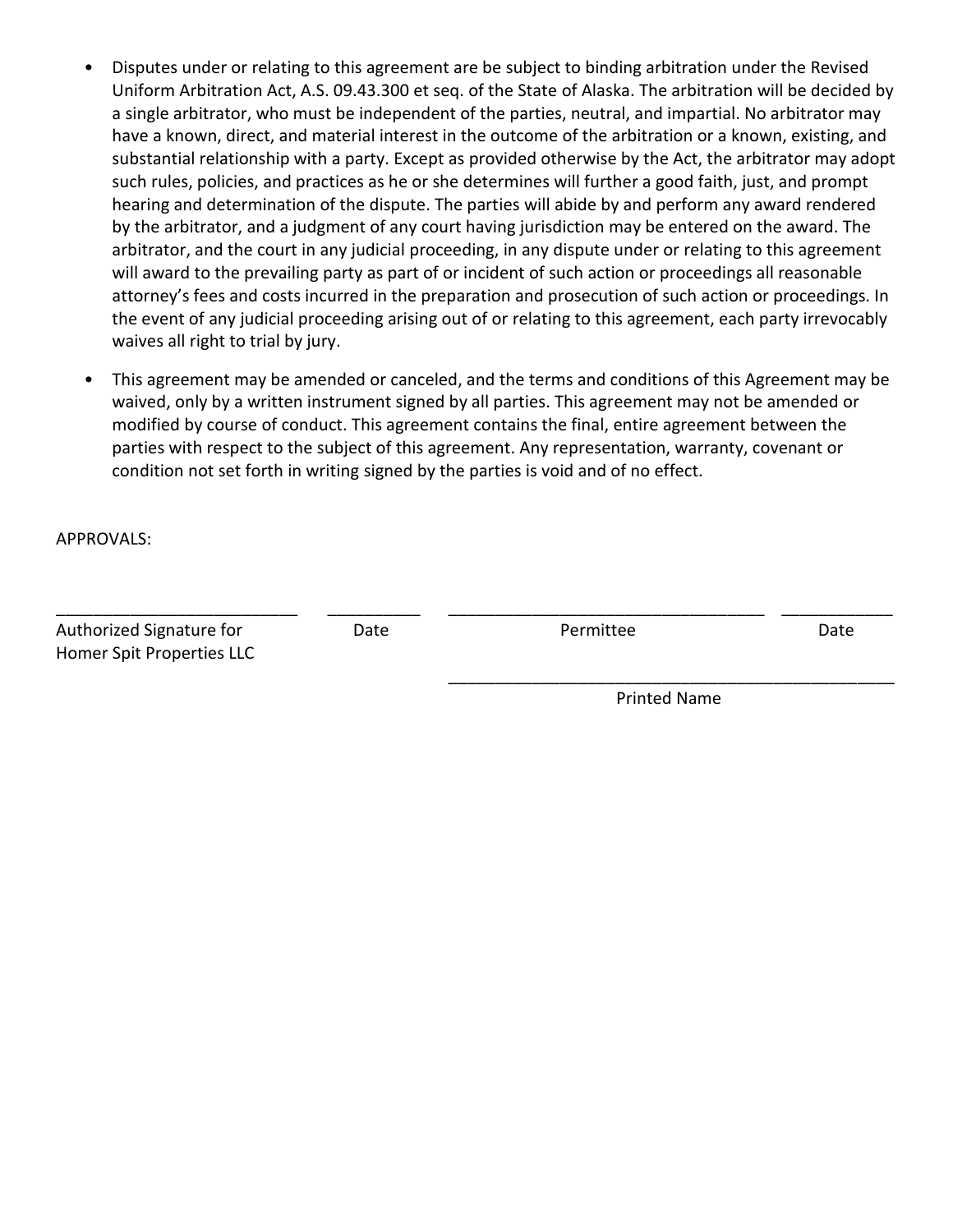- Disputes under or relating to this agreement are be subject to binding arbitration under the Revised Uniform Arbitration Act, A.S. 09.43.300 et seq. of the State of Alaska. The arbitration will be decided by a single arbitrator, who must be independent of the parties, neutral, and impartial. No arbitrator may have a known, direct, and material interest in the outcome of the arbitration or a known, existing, and substantial relationship with a party. Except as provided otherwise by the Act, the arbitrator may adopt such rules, policies, and practices as he or she determines will further a good faith, just, and prompt hearing and determination of the dispute. The parties will abide by and perform any award rendered by the arbitrator, and a judgment of any court having jurisdiction may be entered on the award. The arbitrator, and the court in any judicial proceeding, in any dispute under or relating to this agreement will award to the prevailing party as part of or incident of such action or proceedings all reasonable attorney's fees and costs incurred in the preparation and prosecution of such action or proceedings. In the event of any judicial proceeding arising out of or relating to this agreement, each party irrevocably waives all right to trial by jury.

- This agreement may be amended or canceled, and the terms and conditions of this Agreement may be waived, only by a written instrument signed by all parties. This agreement may not be amended or modified by course of conduct. This agreement contains the final, entire agreement between the parties with respect to the subject of this agreement. Any representation, warranty, covenant or condition not set forth in writing signed by the parties is void and of no effect.

APPROVALS:

| | | | |
|---|---|---|---|
| ___________________________ | __________ | ___________________________________ | ____________ |
| Authorized Signature for Homer Spit Properties LLC | Date | Permittee | Date |
| | | ___________________________________ | |
| | | Printed Name | |